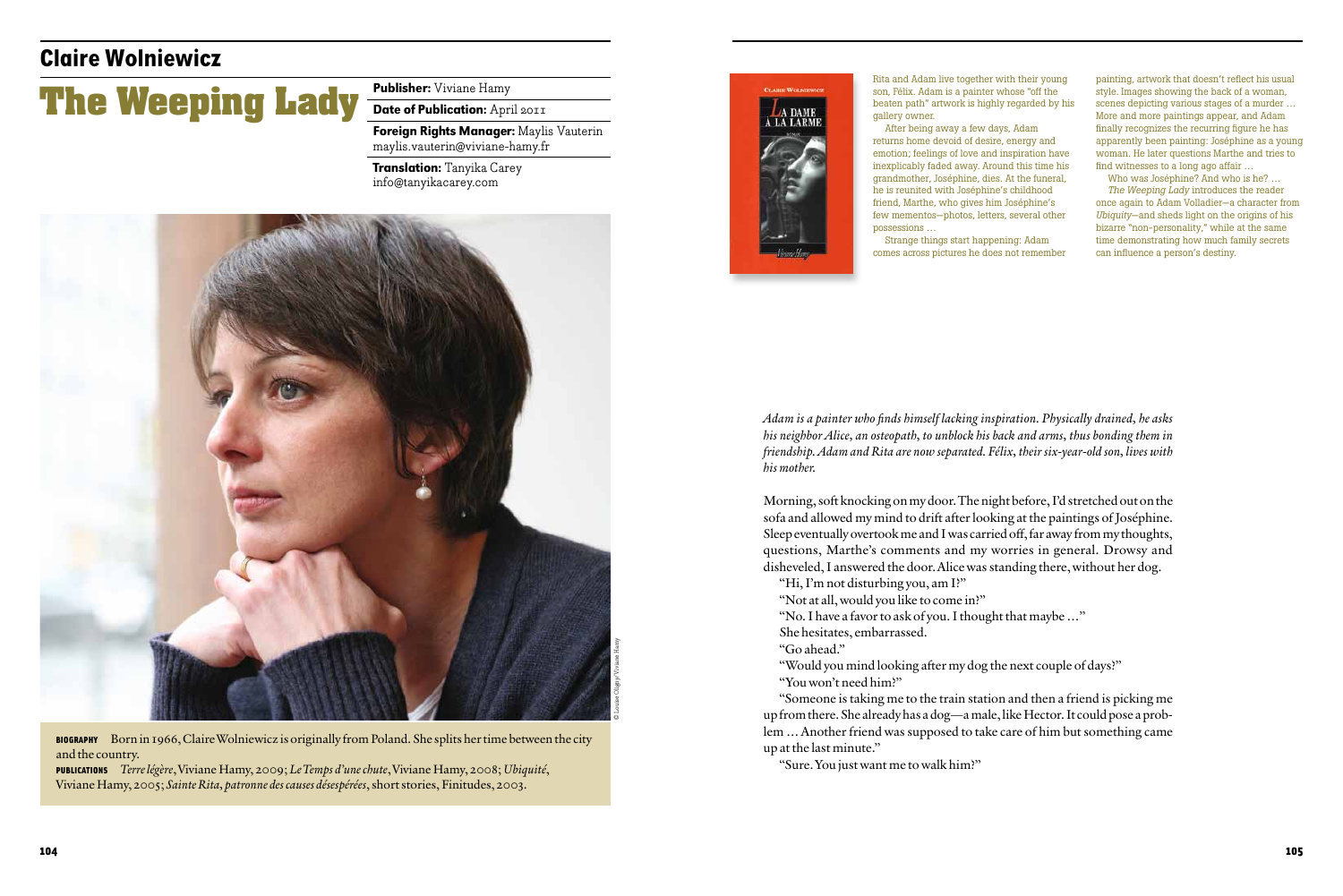# Claire Wolniewicz

## The Weeping Lady

**Publisher:** Viviane Hamy

**Date of Publication:** April 2011

**Foreign Rights Manager:** Maylis Vauterin
maylis.vauterin@viviane-hamy.fr

**Translation:** Tanyika Carey
info@tanyikacarey.com

© Louise Oligny/Viviane Hamy

**BIOGRAPHY** Born in 1966, Claire Wolniewicz is originally from Poland. She splits her time between the city and the country.

**PUBLICATIONS** *Terre légère*, Viviane Hamy, 2009; *Le Temps d'une chute*, Viviane Hamy, 2008; *Ubiquité*, Viviane Hamy, 2005; *Sainte Rita, patronne des causes désespérées*, short stories, Finitudes, 2003.

Rita and Adam live together with their young son, Félix. Adam is a painter whose "off the beaten path" artwork is highly regarded by his gallery owner.

After being away a few days, Adam returns home devoid of desire, energy and emotion; feelings of love and inspiration have inexplicably faded away. Around this time his grandmother, Joséphine, dies. At the funeral, he is reunited with Joséphine's childhood friend, Marthe, who gives him Joséphine's few mementos—photos, letters, several other possessions …

Strange things start happening: Adam comes across pictures he does not remember painting, artwork that doesn't reflect his usual style. Images showing the back of a woman, scenes depicting various stages of a murder … More and more paintings appear, and Adam finally recognizes the recurring figure he has apparently been painting: Joséphine as a young woman. He later questions Marthe and tries to find witnesses to a long ago affair …

Who was Joséphine? And who is he? … *The Weeping Lady* introduces the reader once again to Adam Volladier—a character from *Ubiquity*—and sheds light on the origins of his bizarre "non-personality," while at the same time demonstrating how much family secrets can influence a person's destiny.

*Adam is a painter who finds himself lacking inspiration. Physically drained, he asks his neighbor Alice, an osteopath, to unblock his back and arms, thus bonding them in friendship. Adam and Rita are now separated. Félix, their six-year-old son, lives with his mother.*

Morning, soft knocking on my door. The night before, I'd stretched out on the sofa and allowed my mind to drift after looking at the paintings of Joséphine. Sleep eventually overtook me and I was carried off, far away from my thoughts, questions, Marthe's comments and my worries in general. Drowsy and disheveled, I answered the door. Alice was standing there, without her dog.

"Hi, I'm not disturbing you, am I?"

"Not at all, would you like to come in?"

"No. I have a favor to ask of you. I thought that maybe …"

She hesitates, embarrassed.

"Go ahead."

"Would you mind looking after my dog the next couple of days?"

"You won't need him?"

"Someone is taking me to the train station and then a friend is picking me up from there. She already has a dog—a male, like Hector. It could pose a problem … Another friend was supposed to take care of him but something came up at the last minute."

"Sure. You just want me to walk him?"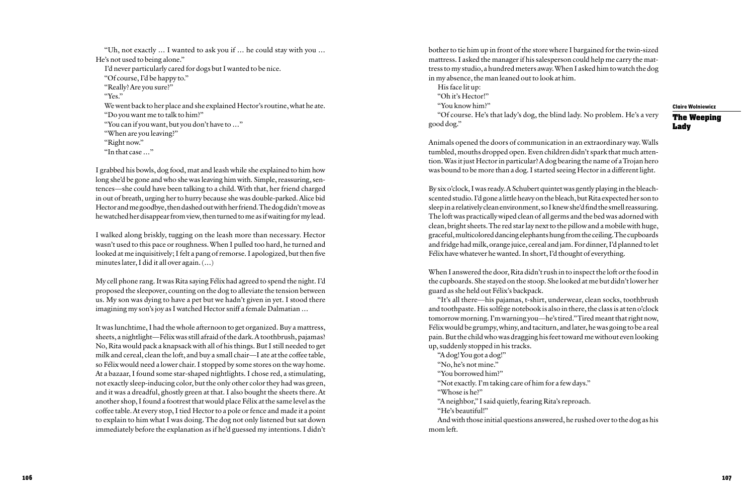"Uh, not exactly … I wanted to ask you if … he could stay with you … He's not used to being alone."

I'd never particularly cared for dogs but I wanted to be nice.

"Of course, I'd be happy to."

"Really? Are you sure?"

"Yes."

We went back to her place and she explained Hector's routine, what he ate.

"Do you want me to talk to him?"

"You can if you want, but you don't have to …"

"When are you leaving?"

"Right now."

"In that case …"

I grabbed his bowls, dog food, mat and leash while she explained to him how long she'd be gone and who she was leaving him with. Simple, reassuring, sentences—she could have been talking to a child. With that, her friend charged in out of breath, urging her to hurry because she was double-parked. Alice bid Hector and me goodbye, then dashed out with her friend. The dog didn't move as he watched her disappear from view, then turned to me as if waiting for my lead.

I walked along briskly, tugging on the leash more than necessary. Hector wasn't used to this pace or roughness. When I pulled too hard, he turned and looked at me inquisitively; I felt a pang of remorse. I apologized, but then five minutes later, I did it all over again. (…)

My cell phone rang. It was Rita saying Félix had agreed to spend the night. I'd proposed the sleepover, counting on the dog to alleviate the tension between us. My son was dying to have a pet but we hadn't given in yet. I stood there imagining my son's joy as I watched Hector sniff a female Dalmatian …

It was lunchtime, I had the whole afternoon to get organized. Buy a mattress, sheets, a nightlight—Félix was still afraid of the dark. A toothbrush, pajamas? No, Rita would pack a knapsack with all of his things. But I still needed to get milk and cereal, clean the loft, and buy a small chair—I ate at the coffee table, so Félix would need a lower chair. I stopped by some stores on the way home. At a bazaar, I found some star-shaped nightlights. I chose red, a stimulating, not exactly sleep-inducing color, but the only other color they had was green, and it was a dreadful, ghostly green at that. I also bought the sheets there. At another shop, I found a footrest that would place Félix at the same level as the coffee table. At every stop, I tied Hector to a pole or fence and made it a point to explain to him what I was doing. The dog not only listened but sat down immediately before the explanation as if he'd guessed my intentions. I didn't bother to tie him up in front of the store where I bargained for the twin-sized mattress. I asked the manager if his salesperson could help me carry the mattress to my studio, a hundred meters away. When I asked him to watch the dog in my absence, the man leaned out to look at him.

His face lit up:

"Oh it's Hector!"

"You know him?"

"Of course. He's that lady's dog, the blind lady. No problem. He's a very good dog."

Animals opened the doors of communication in an extraordinary way. Walls tumbled, mouths dropped open. Even children didn't spark that much attention. Was it just Hector in particular? A dog bearing the name of a Trojan hero was bound to be more than a dog. I started seeing Hector in a different light.

By six o'clock, I was ready. A Schubert quintet was gently playing in the bleach-scented studio. I'd gone a little heavy on the bleach, but Rita expected her son to sleep in a relatively clean environment, so I knew she'd find the smell reassuring. The loft was practically wiped clean of all germs and the bed was adorned with clean, bright sheets. The red star lay next to the pillow and a mobile with huge, graceful, multicolored dancing elephants hung from the ceiling. The cupboards and fridge had milk, orange juice, cereal and jam. For dinner, I'd planned to let Félix have whatever he wanted. In short, I'd thought of everything.

When I answered the door, Rita didn't rush in to inspect the loft or the food in the cupboards. She stayed on the stoop. She looked at me but didn't lower her guard as she held out Félix's backpack.

"It's all there—his pajamas, t-shirt, underwear, clean socks, toothbrush and toothpaste. His solfège notebook is also in there, the class is at ten o'clock tomorrow morning. I'm warning you—he's tired." Tired meant that right now, Félix would be grumpy, whiny, and taciturn, and later, he was going to be a real pain. But the child who was dragging his feet toward me without even looking up, suddenly stopped in his tracks.

"A dog! You got a dog!"

"No, he's not mine."

"You borrowed him?"

"Not exactly. I'm taking care of him for a few days."

"Whose is he?"

"A neighbor," I said quietly, fearing Rita's reproach.

"He's beautiful!"

And with those initial questions answered, he rushed over to the dog as his mom left.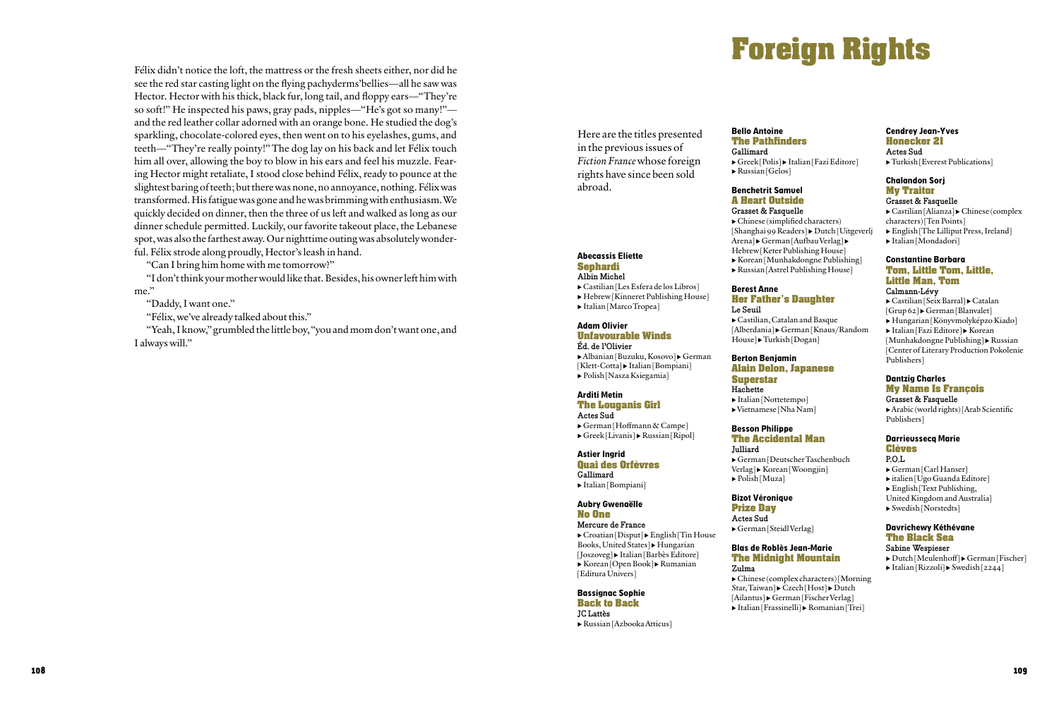Félix didn't notice the loft, the mattress or the fresh sheets either, nor did he see the red star casting light on the flying pachyderms' bellies—all he saw was Hector. Hector with his thick, black fur, long tail, and floppy ears—"They're so soft!" He inspected his paws, gray pads, nipples—"He's got so many!"—and the red leather collar adorned with an orange bone. He studied the dog's sparkling, chocolate-colored eyes, then went on to his eyelashes, gums, and teeth—"They're really pointy!" The dog lay on his back and let Félix touch him all over, allowing the boy to blow in his ears and feel his muzzle. Fearing Hector might retaliate, I stood close behind Félix, ready to pounce at the slightest baring of teeth; but there was none, no annoyance, nothing. Félix was transformed. His fatigue was gone and he was brimming with enthusiasm. We quickly decided on dinner, then the three of us left and walked as long as our dinner schedule permitted. Luckily, our favorite takeout place, the Lebanese spot, was also the farthest away. Our nighttime outing was absolutely wonderful. Félix strode along proudly, Hector's leash in hand.

"Can I bring him home with me tomorrow?"

"I don't think your mother would like that. Besides, his owner left him with me."

"Daddy, I want one."

"Félix, we've already talked about this."

"Yeah, I know," grumbled the little boy, "you and mom don't want one, and I always will."

# Foreign Rights

Here are the titles presented in the previous issues of *Fiction France* whose foreign rights have since been sold abroad.

**Abecassis Eliette**
**Sephardi**
Albin Michel
▸ Castilian [Les Esfera de los Libros]
▸ Hebrew [Kinneret Publishing House]
▸ Italian [Marco Tropea]

**Adam Olivier**
**Unfavourable Winds**
Éd. de l'Olivier
▸ Albanian [Buzuku, Kosovo] ▸ German [Klett-Cotta] ▸ Italian [Bompiani]
▸ Polish [Nasza Ksiegamia]

**Arditi Metin**
**The Louganis Girl**
Actes Sud
▸ German [Hoffmann & Campe]
▸ Greek [Livanis] ▸ Russian [Ripol]

**Astier Ingrid**
**Quai des Orfèvres**
Gallimard
▸ Italian [Bompiani]

**Aubry Gwenaëlle**
**No One**
Mercure de France
▸ Croatian [Disput] ▸ English [Tin House Books, United States] ▸ Hungarian [Joszoveg] ▸ Italian [Barbès Editore]
▸ Korean [Open Book] ▸ Rumanian [Editura Univers]

**Bassignac Sophie**
**Back to Back**
JC Lattès
▸ Russian [Azbooka Atticus]

**Bello Antoine**
**The Pathfinders**
Gallimard
▸ Greek [Polis] ▸ Italian [Fazi Editore]
▸ Russian [Gelos]

**Benchetrit Samuel**
**A Heart Outside**
Grasset & Fasquelle
▸ Chinese (simplified characters) [Shanghai 99 Readers] ▸ Dutch [Uitgeverlj Arena] ▸ German [Aufbau Verlag] ▸ Hebrew [Keter Publishing House]
▸ Korean [Munhakdongne Publishing]
▸ Russian [Astrel Publishing House]

**Berest Anne**
**Her Father's Daughter**
Le Seuil
▸ Castilian, Catalan and Basque [Alberdania] ▸ German [Knaus/Random House] ▸ Turkish [Dogan]

**Berton Benjamin**
**Alain Delon, Japanese Superstar**
Hachette
▸ Italian [Nottetempo]
▸ Vietnamese [Nha Nam]

**Besson Philippe**
**The Accidental Man**
Julliard
▸ German [Deutscher Taschenbuch Verlag] ▸ Korean [Woongjin]
▸ Polish [Muza]

**Bizot Véronique**
**Prize Day**
Actes Sud
▸ German [Steidl Verlag]

**Blas de Roblès Jean-Marie**
**The Midnight Mountain**
Zulma
▸ Chinese (complex characters) [Morning Star, Taiwan] ▸ Czech [Host] ▸ Dutch [Ailantus] ▸ German [Fischer Verlag]
▸ Italian [Frassinelli] ▸ Romanian [Trei]

**Cendrey Jean-Yves**
**Honecker 21**
Actes Sud
▸ Turkish [Everest Publications]

**Chalandon Sorj**
**My Traitor**
Grasset & Fasquelle
▸ Castilian [Alianza] ▸ Chinese (complex characters) [Ten Points]
▸ English [The Lilliput Press, Ireland]
▸ Italian [Mondadori]

**Constantine Barbara**
**Tom, Little Tom, Little, Little Man, Tom**
Calmann-Lévy
▸ Castilian [Seix Barral] ▸ Catalan [Grup 62] ▸ German [Blanvalet]
▸ Hungarian [Könyvmolyképzo Kiado]
▸ Italian [Fazi Editore] ▸ Korean [Munhakdongne Publishing] ▸ Russian [Center of Literary Production Pokolenie Publishers]

**Dantzig Charles**
**My Name Is François**
Grasset & Fasquelle
▸ Arabic (world rights) [Arab Scientific Publishers]

**Darrieussecq Marie**
**Clèves**
P.O.L
▸ German [Carl Hanser]
▸ italien [Ugo Guanda Editore]
▸ English [Text Publishing, United Kingdom and Australia]
▸ Swedish [Norstedts]

**Davrichewy Kéthévane**
**The Black Sea**
Sabine Wespieser
▸ Dutch [Meulenhoff] ▸ German [Fischer]
▸ Italian [Rizzoli] ▸ Swedish [2244]